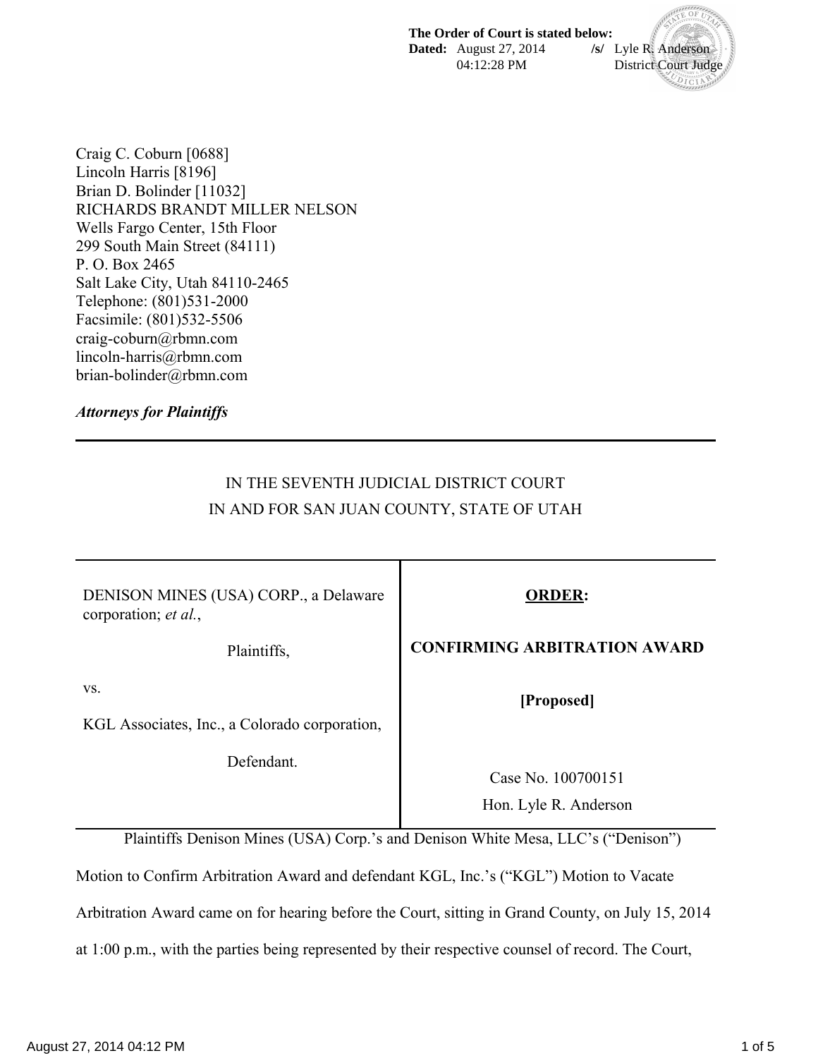**The Order of Court is stated below:**
**Dated:** August 27, 2014 04:12:28 PM **/s/** Lyle R. Anderson, District Court Judge

Craig C. Coburn [0688]
Lincoln Harris [8196]
Brian D. Bolinder [11032]
RICHARDS BRANDT MILLER NELSON
Wells Fargo Center, 15th Floor
299 South Main Street (84111)
P. O. Box 2465
Salt Lake City, Utah 84110-2465
Telephone: (801)531-2000
Facsimile: (801)532-5506
craig-coburn@rbmn.com
lincoln-harris@rbmn.com
brian-bolinder@rbmn.com

***Attorneys for Plaintiffs***

---

IN THE SEVENTH JUDICIAL DISTRICT COURT
IN AND FOR SAN JUAN COUNTY, STATE OF UTAH

| | |
|---|---|
| DENISON MINES (USA) CORP., a Delaware corporation; *et al.*,<br><br>Plaintiffs,<br><br>vs.<br><br>KGL Associates, Inc., a Colorado corporation,<br><br>Defendant. | **ORDER:**<br><br>**CONFIRMING ARBITRATION AWARD**<br><br>**[Proposed]**<br><br>Case No. 100700151<br>Hon. Lyle R. Anderson |

Plaintiffs Denison Mines (USA) Corp.'s and Denison White Mesa, LLC's ("Denison") Motion to Confirm Arbitration Award and defendant KGL, Inc.'s ("KGL") Motion to Vacate Arbitration Award came on for hearing before the Court, sitting in Grand County, on July 15, 2014 at 1:00 p.m., with the parties being represented by their respective counsel of record. The Court,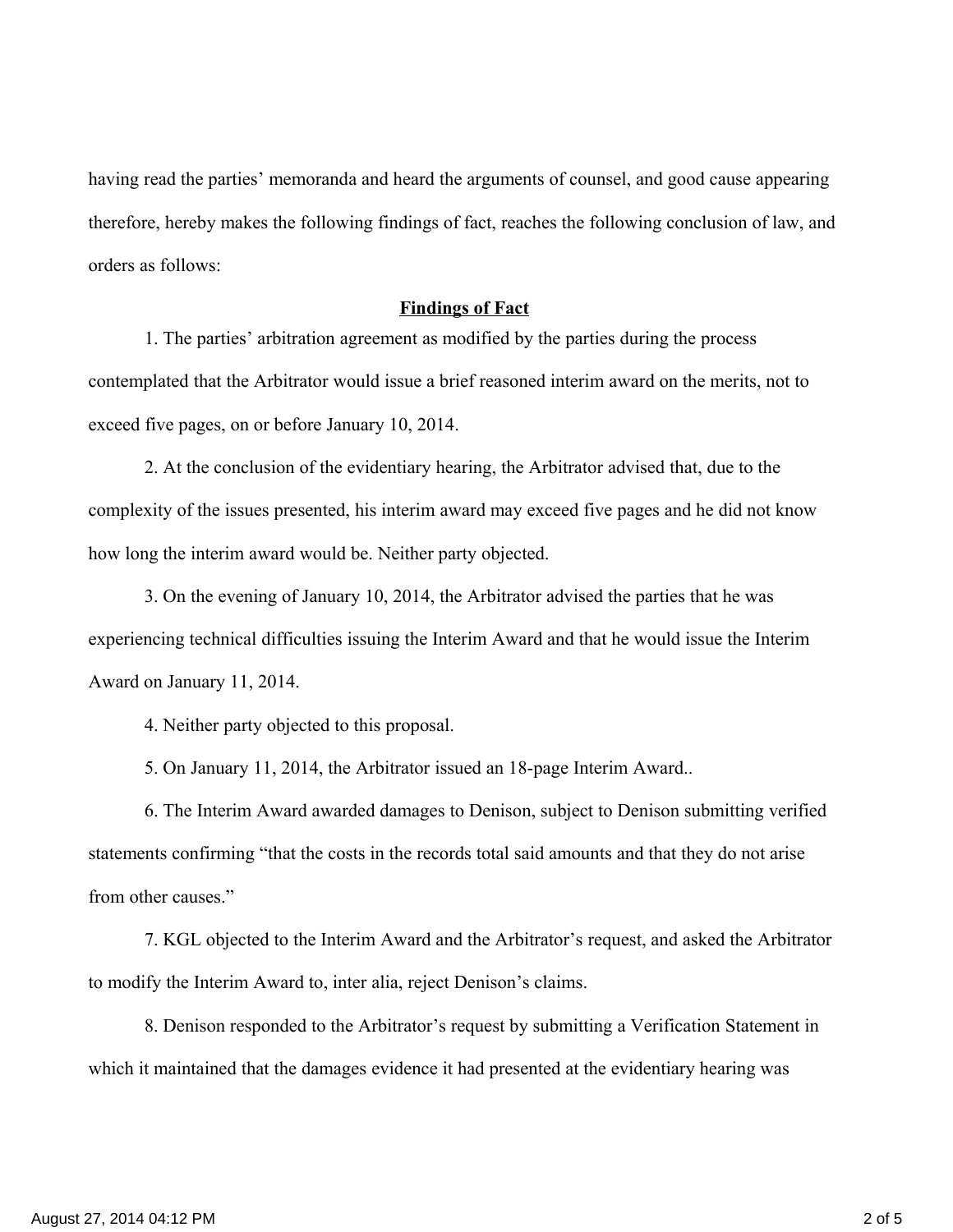having read the parties' memoranda and heard the arguments of counsel, and good cause appearing therefore, hereby makes the following findings of fact, reaches the following conclusion of law, and orders as follows:

**Findings of Fact**

1. The parties' arbitration agreement as modified by the parties during the process contemplated that the Arbitrator would issue a brief reasoned interim award on the merits, not to exceed five pages, on or before January 10, 2014.

2. At the conclusion of the evidentiary hearing, the Arbitrator advised that, due to the complexity of the issues presented, his interim award may exceed five pages and he did not know how long the interim award would be. Neither party objected.

3. On the evening of January 10, 2014, the Arbitrator advised the parties that he was experiencing technical difficulties issuing the Interim Award and that he would issue the Interim Award on January 11, 2014.

4. Neither party objected to this proposal.

5. On January 11, 2014, the Arbitrator issued an 18-page Interim Award..

6. The Interim Award awarded damages to Denison, subject to Denison submitting verified statements confirming "that the costs in the records total said amounts and that they do not arise from other causes."

7. KGL objected to the Interim Award and the Arbitrator's request, and asked the Arbitrator to modify the Interim Award to, inter alia, reject Denison's claims.

8. Denison responded to the Arbitrator's request by submitting a Verification Statement in which it maintained that the damages evidence it had presented at the evidentiary hearing was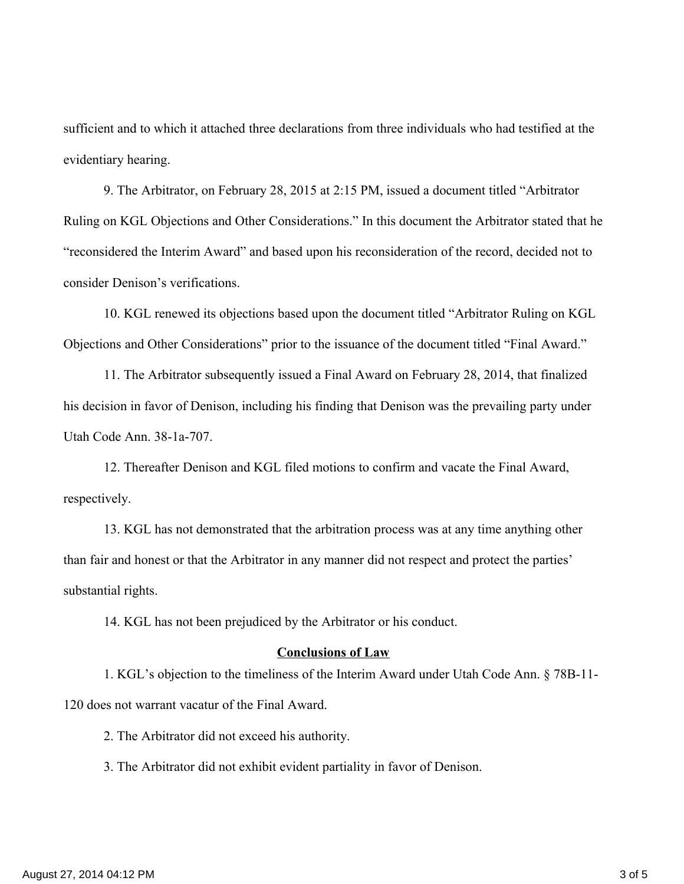sufficient and to which it attached three declarations from three individuals who had testified at the evidentiary hearing.

9. The Arbitrator, on February 28, 2015 at 2:15 PM, issued a document titled "Arbitrator Ruling on KGL Objections and Other Considerations." In this document the Arbitrator stated that he "reconsidered the Interim Award" and based upon his reconsideration of the record, decided not to consider Denison's verifications.

10. KGL renewed its objections based upon the document titled "Arbitrator Ruling on KGL Objections and Other Considerations" prior to the issuance of the document titled "Final Award."

11. The Arbitrator subsequently issued a Final Award on February 28, 2014, that finalized his decision in favor of Denison, including his finding that Denison was the prevailing party under Utah Code Ann. 38-1a-707.

12. Thereafter Denison and KGL filed motions to confirm and vacate the Final Award, respectively.

13. KGL has not demonstrated that the arbitration process was at any time anything other than fair and honest or that the Arbitrator in any manner did not respect and protect the parties' substantial rights.

14. KGL has not been prejudiced by the Arbitrator or his conduct.

**Conclusions of Law**

1. KGL's objection to the timeliness of the Interim Award under Utah Code Ann. § 78B-11-120 does not warrant vacatur of the Final Award.

2. The Arbitrator did not exceed his authority.

3. The Arbitrator did not exhibit evident partiality in favor of Denison.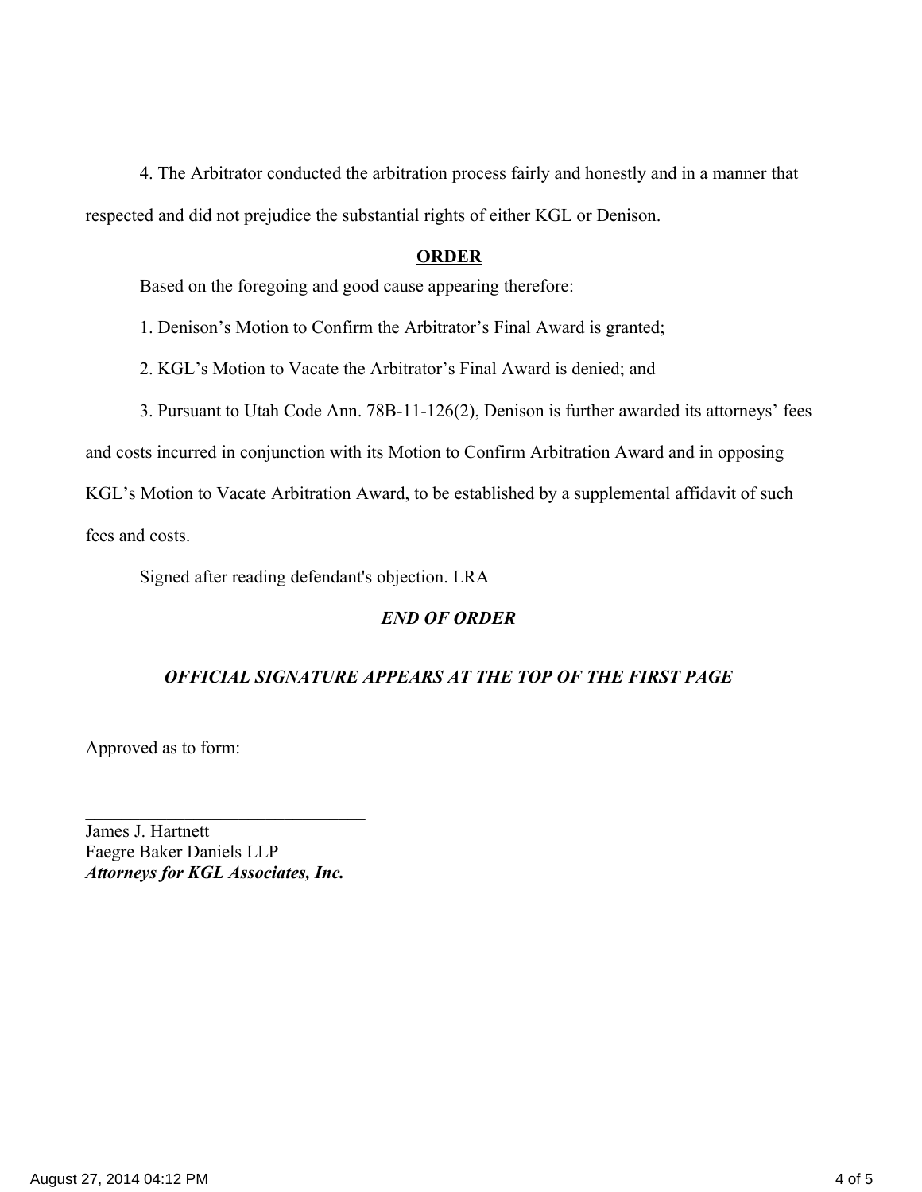4. The Arbitrator conducted the arbitration process fairly and honestly and in a manner that respected and did not prejudice the substantial rights of either KGL or Denison.

**ORDER**

Based on the foregoing and good cause appearing therefore:

1. Denison's Motion to Confirm the Arbitrator's Final Award is granted;

2. KGL's Motion to Vacate the Arbitrator's Final Award is denied; and

3. Pursuant to Utah Code Ann. 78B-11-126(2), Denison is further awarded its attorneys' fees and costs incurred in conjunction with its Motion to Confirm Arbitration Award and in opposing KGL's Motion to Vacate Arbitration Award, to be established by a supplemental affidavit of such fees and costs.

Signed after reading defendant's objection. LRA

***END OF ORDER***

***OFFICIAL SIGNATURE APPEARS AT THE TOP OF THE FIRST PAGE***

Approved as to form:

_______________________________
James J. Hartnett
Faegre Baker Daniels LLP
***Attorneys for KGL Associates, Inc.***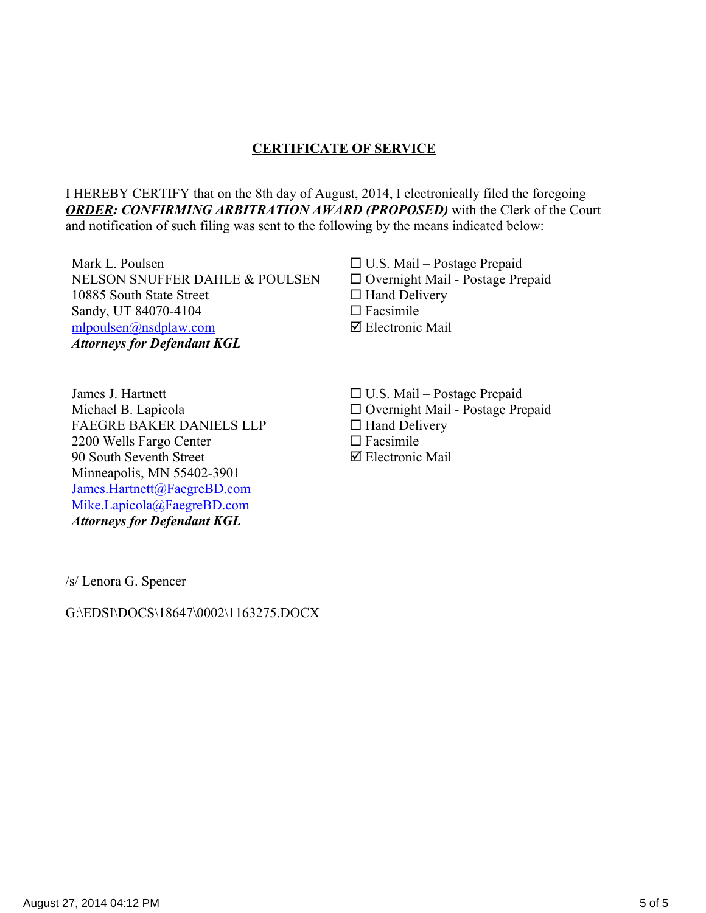## CERTIFICATE OF SERVICE

I HEREBY CERTIFY that on the 8th day of August, 2014, I electronically filed the foregoing ***ORDER: CONFIRMING ARBITRATION AWARD (PROPOSED)*** with the Clerk of the Court and notification of such filing was sent to the following by the means indicated below:

Mark L. Poulsen
NELSON SNUFFER DAHLE & POULSEN
10885 South State Street
Sandy, UT 84070-4104
mlpoulsen@nsdplaw.com
***Attorneys for Defendant KGL***

☐ U.S. Mail – Postage Prepaid
☐ Overnight Mail - Postage Prepaid
☐ Hand Delivery
☐ Facsimile
☑ Electronic Mail

James J. Hartnett
Michael B. Lapicola
FAEGRE BAKER DANIELS LLP
2200 Wells Fargo Center
90 South Seventh Street
Minneapolis, MN 55402-3901
James.Hartnett@FaegreBD.com
Mike.Lapicola@FaegreBD.com
***Attorneys for Defendant KGL***

☐ U.S. Mail – Postage Prepaid
☐ Overnight Mail - Postage Prepaid
☐ Hand Delivery
☐ Facsimile
☑ Electronic Mail

/s/ Lenora G. Spencer

G:\EDSI\DOCS\18647\0002\1163275.DOCX

August 27, 2014 04:12 PM